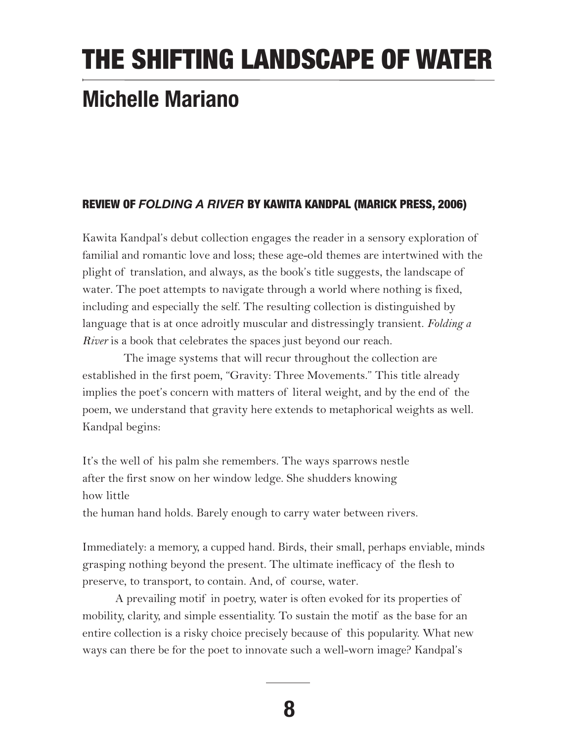# THE SHIFTING LANDSCAPE OF WATER

## Michelle Mariano

### REVIEW OF *FOLDING A RIVER* BY KAWITA KANDPAL (MARICK PRESS, 2006)

Kawita Kandpal's debut collection engages the reader in a sensory exploration of familial and romantic love and loss; these age-old themes are intertwined with the plight of translation, and always, as the book's title suggests, the landscape of water. The poet attempts to navigate through a world where nothing is fixed, including and especially the self. The resulting collection is distinguished by language that is at once adroitly muscular and distressingly transient. *Folding a River* is a book that celebrates the spaces just beyond our reach.

The image systems that will recur throughout the collection are established in the first poem, "Gravity: Three Movements." This title already implies the poet's concern with matters of literal weight, and by the end of the poem, we understand that gravity here extends to metaphorical weights as well. Kandpal begins:

It's the well of his palm she remembers. The ways sparrows nestle
after the first snow on her window ledge. She shudders knowing
how little
the human hand holds. Barely enough to carry water between rivers.

Immediately: a memory, a cupped hand. Birds, their small, perhaps enviable, minds grasping nothing beyond the present. The ultimate inefficacy of the flesh to preserve, to transport, to contain. And, of course, water.

A prevailing motif in poetry, water is often evoked for its properties of mobility, clarity, and simple essentiality. To sustain the motif as the base for an entire collection is a risky choice precisely because of this popularity. What new ways can there be for the poet to innovate such a well-worn image? Kandpal's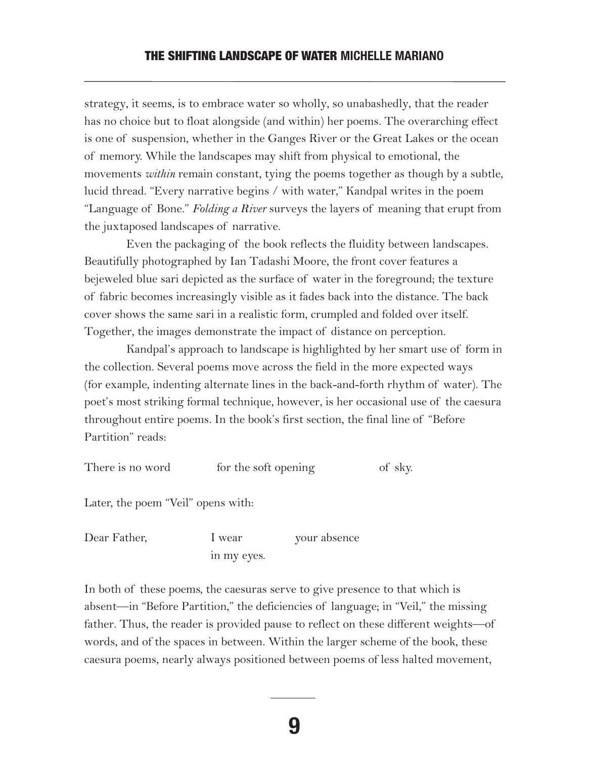strategy, it seems, is to embrace water so wholly, so unabashedly, that the reader has no choice but to float alongside (and within) her poems. The overarching effect is one of suspension, whether in the Ganges River or the Great Lakes or the ocean of memory. While the landscapes may shift from physical to emotional, the movements *within* remain constant, tying the poems together as though by a subtle, lucid thread. "Every narrative begins / with water," Kandpal writes in the poem "Language of Bone." *Folding a River* surveys the layers of meaning that erupt from the juxtaposed landscapes of narrative.

Even the packaging of the book reflects the fluidity between landscapes. Beautifully photographed by Ian Tadashi Moore, the front cover features a bejeweled blue sari depicted as the surface of water in the foreground; the texture of fabric becomes increasingly visible as it fades back into the distance. The back cover shows the same sari in a realistic form, crumpled and folded over itself. Together, the images demonstrate the impact of distance on perception.

Kandpal's approach to landscape is highlighted by her smart use of form in the collection. Several poems move across the field in the more expected ways (for example, indenting alternate lines in the back-and-forth rhythm of water). The poet's most striking formal technique, however, is her occasional use of the caesura throughout entire poems. In the book's first section, the final line of "Before Partition" reads:

There is no word          for the soft opening          of sky.

Later, the poem "Veil" opens with:

Dear Father,          I wear          your absence  
                              in my eyes.

In both of these poems, the caesuras serve to give presence to that which is absent—in "Before Partition," the deficiencies of language; in "Veil," the missing father. Thus, the reader is provided pause to reflect on these different weights—of words, and of the spaces in between. Within the larger scheme of the book, these caesura poems, nearly always positioned between poems of less halted movement,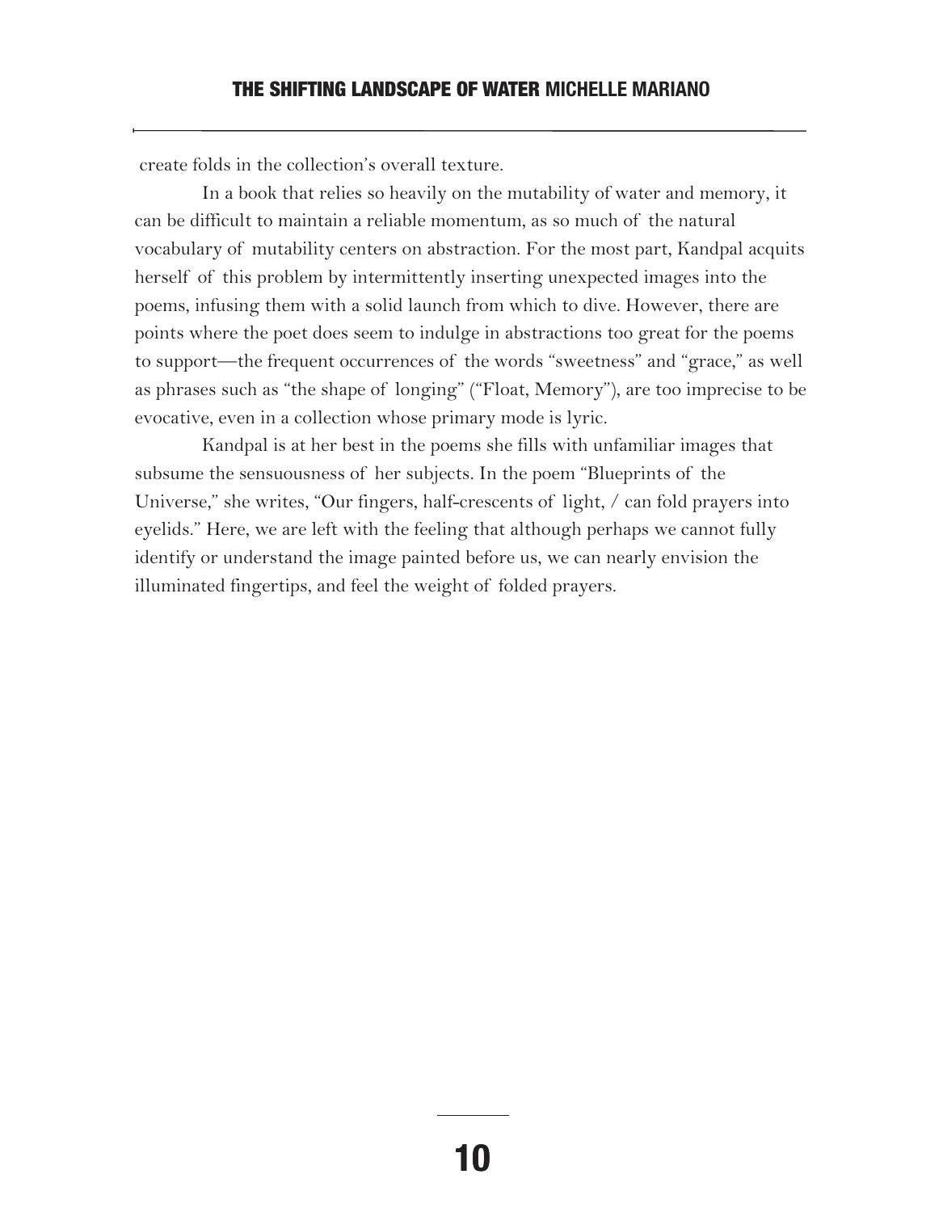create folds in the collection's overall texture.

In a book that relies so heavily on the mutability of water and memory, it can be difficult to maintain a reliable momentum, as so much of the natural vocabulary of mutability centers on abstraction. For the most part, Kandpal acquits herself of this problem by intermittently inserting unexpected images into the poems, infusing them with a solid launch from which to dive. However, there are points where the poet does seem to indulge in abstractions too great for the poems to support—the frequent occurrences of the words "sweetness" and "grace," as well as phrases such as "the shape of longing" ("Float, Memory"), are too imprecise to be evocative, even in a collection whose primary mode is lyric.

Kandpal is at her best in the poems she fills with unfamiliar images that subsume the sensuousness of her subjects. In the poem "Blueprints of the Universe," she writes, "Our fingers, half-crescents of light, / can fold prayers into eyelids." Here, we are left with the feeling that although perhaps we cannot fully identify or understand the image painted before us, we can nearly envision the illuminated fingertips, and feel the weight of folded prayers.